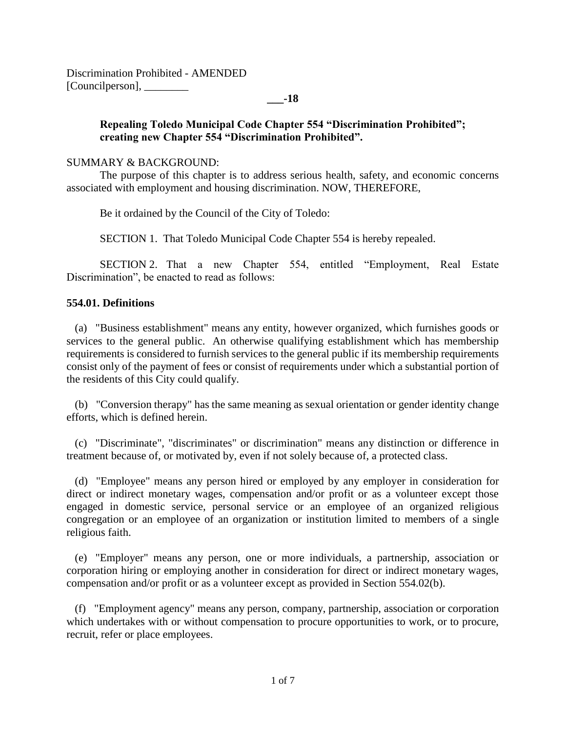Discrimination Prohibited - AMENDED
[Councilperson], ________

**___-18**

**Repealing Toledo Municipal Code Chapter 554 "Discrimination Prohibited"; creating new Chapter 554 "Discrimination Prohibited".**

SUMMARY & BACKGROUND:

The purpose of this chapter is to address serious health, safety, and economic concerns associated with employment and housing discrimination. NOW, THEREFORE,

Be it ordained by the Council of the City of Toledo:

SECTION 1. That Toledo Municipal Code Chapter 554 is hereby repealed.

SECTION 2. That a new Chapter 554, entitled "Employment, Real Estate Discrimination", be enacted to read as follows:

**554.01. Definitions**

(a) "Business establishment" means any entity, however organized, which furnishes goods or services to the general public. An otherwise qualifying establishment which has membership requirements is considered to furnish services to the general public if its membership requirements consist only of the payment of fees or consist of requirements under which a substantial portion of the residents of this City could qualify.

(b) "Conversion therapy" has the same meaning as sexual orientation or gender identity change efforts, which is defined herein.

(c) "Discriminate", "discriminates" or discrimination" means any distinction or difference in treatment because of, or motivated by, even if not solely because of, a protected class.

(d) "Employee" means any person hired or employed by any employer in consideration for direct or indirect monetary wages, compensation and/or profit or as a volunteer except those engaged in domestic service, personal service or an employee of an organized religious congregation or an employee of an organization or institution limited to members of a single religious faith.

(e) "Employer" means any person, one or more individuals, a partnership, association or corporation hiring or employing another in consideration for direct or indirect monetary wages, compensation and/or profit or as a volunteer except as provided in Section 554.02(b).

(f) "Employment agency" means any person, company, partnership, association or corporation which undertakes with or without compensation to procure opportunities to work, or to procure, recruit, refer or place employees.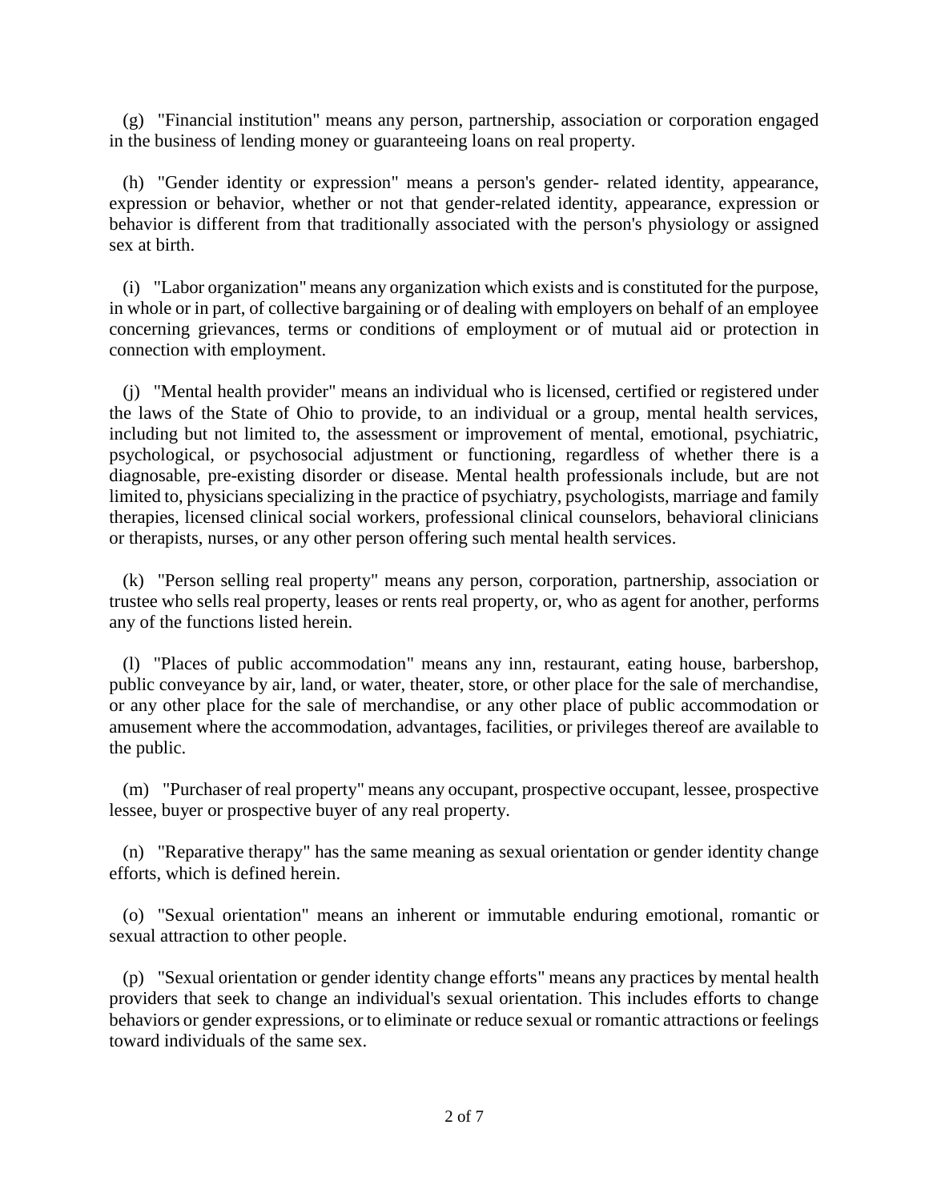(g) "Financial institution" means any person, partnership, association or corporation engaged in the business of lending money or guaranteeing loans on real property.

(h) "Gender identity or expression" means a person's gender- related identity, appearance, expression or behavior, whether or not that gender-related identity, appearance, expression or behavior is different from that traditionally associated with the person's physiology or assigned sex at birth.

(i) "Labor organization" means any organization which exists and is constituted for the purpose, in whole or in part, of collective bargaining or of dealing with employers on behalf of an employee concerning grievances, terms or conditions of employment or of mutual aid or protection in connection with employment.

(j) "Mental health provider" means an individual who is licensed, certified or registered under the laws of the State of Ohio to provide, to an individual or a group, mental health services, including but not limited to, the assessment or improvement of mental, emotional, psychiatric, psychological, or psychosocial adjustment or functioning, regardless of whether there is a diagnosable, pre-existing disorder or disease. Mental health professionals include, but are not limited to, physicians specializing in the practice of psychiatry, psychologists, marriage and family therapies, licensed clinical social workers, professional clinical counselors, behavioral clinicians or therapists, nurses, or any other person offering such mental health services.

(k) "Person selling real property" means any person, corporation, partnership, association or trustee who sells real property, leases or rents real property, or, who as agent for another, performs any of the functions listed herein.

(l) "Places of public accommodation" means any inn, restaurant, eating house, barbershop, public conveyance by air, land, or water, theater, store, or other place for the sale of merchandise, or any other place for the sale of merchandise, or any other place of public accommodation or amusement where the accommodation, advantages, facilities, or privileges thereof are available to the public.

(m) "Purchaser of real property" means any occupant, prospective occupant, lessee, prospective lessee, buyer or prospective buyer of any real property.

(n) "Reparative therapy" has the same meaning as sexual orientation or gender identity change efforts, which is defined herein.

(o) "Sexual orientation" means an inherent or immutable enduring emotional, romantic or sexual attraction to other people.

(p) "Sexual orientation or gender identity change efforts" means any practices by mental health providers that seek to change an individual's sexual orientation. This includes efforts to change behaviors or gender expressions, or to eliminate or reduce sexual or romantic attractions or feelings toward individuals of the same sex.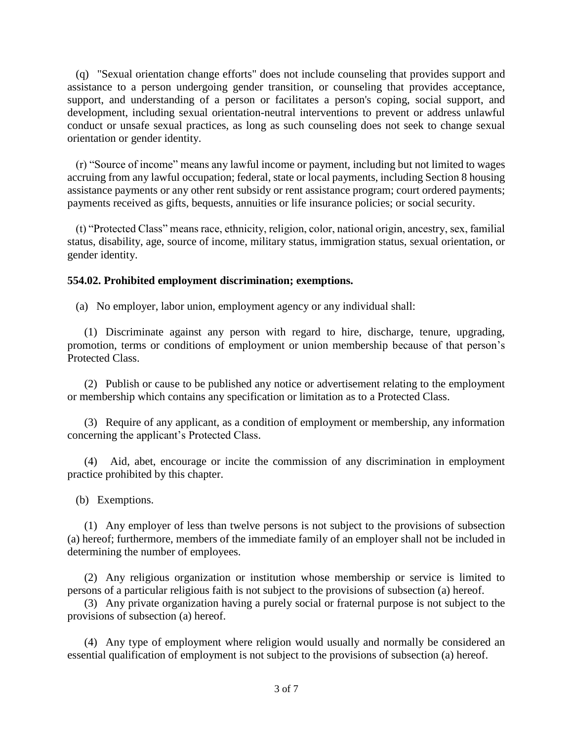(q) "Sexual orientation change efforts" does not include counseling that provides support and assistance to a person undergoing gender transition, or counseling that provides acceptance, support, and understanding of a person or facilitates a person's coping, social support, and development, including sexual orientation-neutral interventions to prevent or address unlawful conduct or unsafe sexual practices, as long as such counseling does not seek to change sexual orientation or gender identity.

(r) "Source of income" means any lawful income or payment, including but not limited to wages accruing from any lawful occupation; federal, state or local payments, including Section 8 housing assistance payments or any other rent subsidy or rent assistance program; court ordered payments; payments received as gifts, bequests, annuities or life insurance policies; or social security.

(t) "Protected Class" means race, ethnicity, religion, color, national origin, ancestry, sex, familial status, disability, age, source of income, military status, immigration status, sexual orientation, or gender identity.

**554.02. Prohibited employment discrimination; exemptions.**

(a) No employer, labor union, employment agency or any individual shall:

(1) Discriminate against any person with regard to hire, discharge, tenure, upgrading, promotion, terms or conditions of employment or union membership because of that person's Protected Class.

(2) Publish or cause to be published any notice or advertisement relating to the employment or membership which contains any specification or limitation as to a Protected Class.

(3) Require of any applicant, as a condition of employment or membership, any information concerning the applicant's Protected Class.

(4) Aid, abet, encourage or incite the commission of any discrimination in employment practice prohibited by this chapter.

(b) Exemptions.

(1) Any employer of less than twelve persons is not subject to the provisions of subsection (a) hereof; furthermore, members of the immediate family of an employer shall not be included in determining the number of employees.

(2) Any religious organization or institution whose membership or service is limited to persons of a particular religious faith is not subject to the provisions of subsection (a) hereof.

(3) Any private organization having a purely social or fraternal purpose is not subject to the provisions of subsection (a) hereof.

(4) Any type of employment where religion would usually and normally be considered an essential qualification of employment is not subject to the provisions of subsection (a) hereof.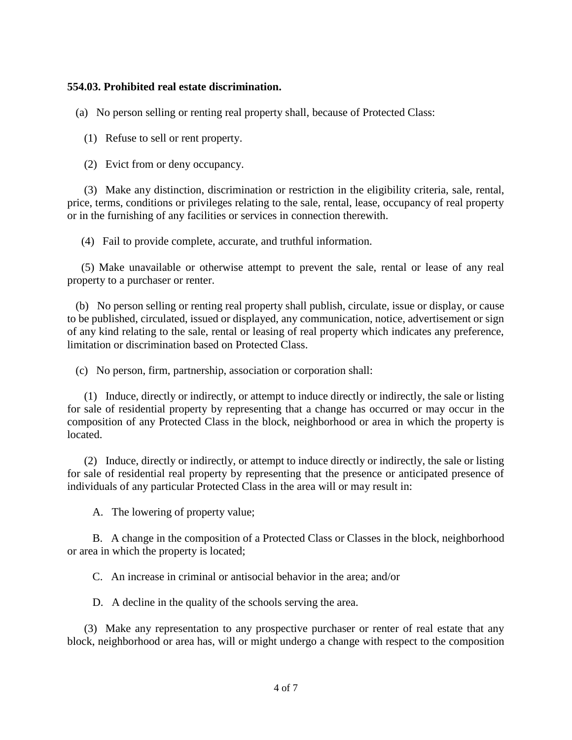**554.03. Prohibited real estate discrimination.**

(a) No person selling or renting real property shall, because of Protected Class:

(1) Refuse to sell or rent property.

(2) Evict from or deny occupancy.

(3) Make any distinction, discrimination or restriction in the eligibility criteria, sale, rental, price, terms, conditions or privileges relating to the sale, rental, lease, occupancy of real property or in the furnishing of any facilities or services in connection therewith.

(4) Fail to provide complete, accurate, and truthful information.

(5) Make unavailable or otherwise attempt to prevent the sale, rental or lease of any real property to a purchaser or renter.

(b) No person selling or renting real property shall publish, circulate, issue or display, or cause to be published, circulated, issued or displayed, any communication, notice, advertisement or sign of any kind relating to the sale, rental or leasing of real property which indicates any preference, limitation or discrimination based on Protected Class.

(c) No person, firm, partnership, association or corporation shall:

(1) Induce, directly or indirectly, or attempt to induce directly or indirectly, the sale or listing for sale of residential property by representing that a change has occurred or may occur in the composition of any Protected Class in the block, neighborhood or area in which the property is located.

(2) Induce, directly or indirectly, or attempt to induce directly or indirectly, the sale or listing for sale of residential real property by representing that the presence or anticipated presence of individuals of any particular Protected Class in the area will or may result in:

A. The lowering of property value;

B. A change in the composition of a Protected Class or Classes in the block, neighborhood or area in which the property is located;

C. An increase in criminal or antisocial behavior in the area; and/or

D. A decline in the quality of the schools serving the area.

(3) Make any representation to any prospective purchaser or renter of real estate that any block, neighborhood or area has, will or might undergo a change with respect to the composition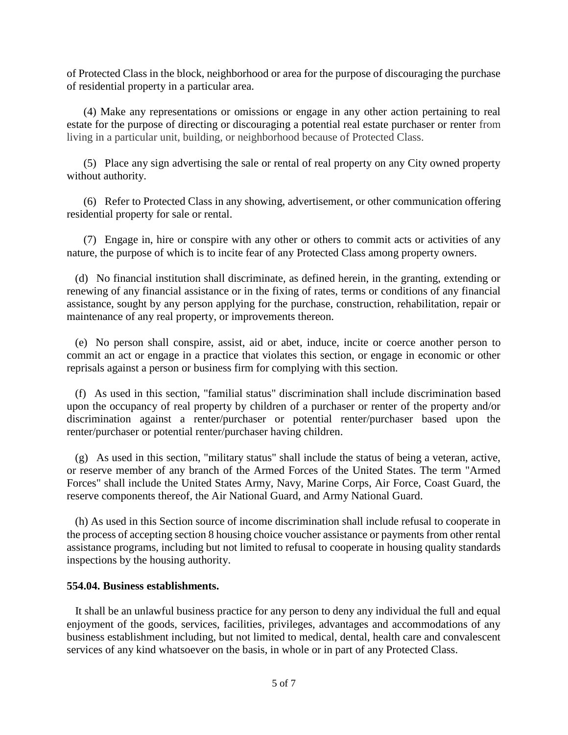of Protected Class in the block, neighborhood or area for the purpose of discouraging the purchase of residential property in a particular area.

(4) Make any representations or omissions or engage in any other action pertaining to real estate for the purpose of directing or discouraging a potential real estate purchaser or renter from living in a particular unit, building, or neighborhood because of Protected Class.

(5) Place any sign advertising the sale or rental of real property on any City owned property without authority.

(6) Refer to Protected Class in any showing, advertisement, or other communication offering residential property for sale or rental.

(7) Engage in, hire or conspire with any other or others to commit acts or activities of any nature, the purpose of which is to incite fear of any Protected Class among property owners.

(d) No financial institution shall discriminate, as defined herein, in the granting, extending or renewing of any financial assistance or in the fixing of rates, terms or conditions of any financial assistance, sought by any person applying for the purchase, construction, rehabilitation, repair or maintenance of any real property, or improvements thereon.

(e) No person shall conspire, assist, aid or abet, induce, incite or coerce another person to commit an act or engage in a practice that violates this section, or engage in economic or other reprisals against a person or business firm for complying with this section.

(f) As used in this section, "familial status" discrimination shall include discrimination based upon the occupancy of real property by children of a purchaser or renter of the property and/or discrimination against a renter/purchaser or potential renter/purchaser based upon the renter/purchaser or potential renter/purchaser having children.

(g) As used in this section, "military status" shall include the status of being a veteran, active, or reserve member of any branch of the Armed Forces of the United States. The term "Armed Forces" shall include the United States Army, Navy, Marine Corps, Air Force, Coast Guard, the reserve components thereof, the Air National Guard, and Army National Guard.

(h) As used in this Section source of income discrimination shall include refusal to cooperate in the process of accepting section 8 housing choice voucher assistance or payments from other rental assistance programs, including but not limited to refusal to cooperate in housing quality standards inspections by the housing authority.

**554.04. Business establishments.**

It shall be an unlawful business practice for any person to deny any individual the full and equal enjoyment of the goods, services, facilities, privileges, advantages and accommodations of any business establishment including, but not limited to medical, dental, health care and convalescent services of any kind whatsoever on the basis, in whole or in part of any Protected Class.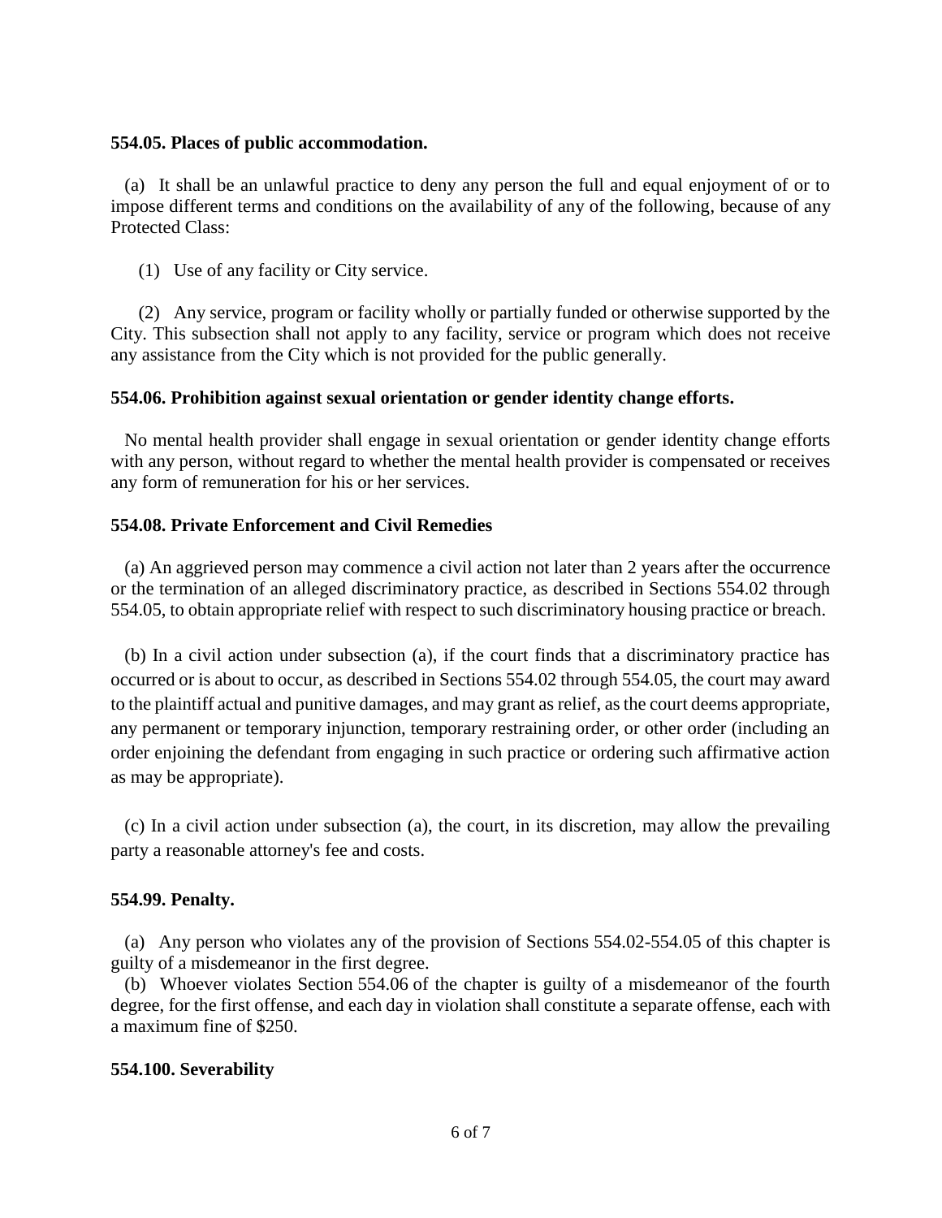**554.05. Places of public accommodation.**

(a) It shall be an unlawful practice to deny any person the full and equal enjoyment of or to impose different terms and conditions on the availability of any of the following, because of any Protected Class:

(1) Use of any facility or City service.

(2) Any service, program or facility wholly or partially funded or otherwise supported by the City. This subsection shall not apply to any facility, service or program which does not receive any assistance from the City which is not provided for the public generally.

**554.06. Prohibition against sexual orientation or gender identity change efforts.**

No mental health provider shall engage in sexual orientation or gender identity change efforts with any person, without regard to whether the mental health provider is compensated or receives any form of remuneration for his or her services.

**554.08. Private Enforcement and Civil Remedies**

(a) An aggrieved person may commence a civil action not later than 2 years after the occurrence or the termination of an alleged discriminatory practice, as described in Sections 554.02 through 554.05, to obtain appropriate relief with respect to such discriminatory housing practice or breach.

(b) In a civil action under subsection (a), if the court finds that a discriminatory practice has occurred or is about to occur, as described in Sections 554.02 through 554.05, the court may award to the plaintiff actual and punitive damages, and may grant as relief, as the court deems appropriate, any permanent or temporary injunction, temporary restraining order, or other order (including an order enjoining the defendant from engaging in such practice or ordering such affirmative action as may be appropriate).

(c) In a civil action under subsection (a), the court, in its discretion, may allow the prevailing party a reasonable attorney's fee and costs.

**554.99. Penalty.**

(a) Any person who violates any of the provision of Sections 554.02-554.05 of this chapter is guilty of a misdemeanor in the first degree.

(b) Whoever violates Section 554.06 of the chapter is guilty of a misdemeanor of the fourth degree, for the first offense, and each day in violation shall constitute a separate offense, each with a maximum fine of $250.

**554.100. Severability**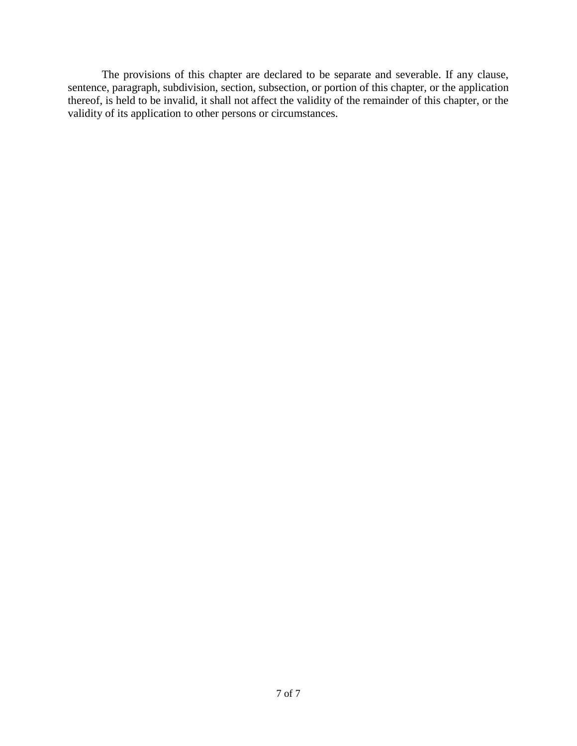The provisions of this chapter are declared to be separate and severable. If any clause, sentence, paragraph, subdivision, section, subsection, or portion of this chapter, or the application thereof, is held to be invalid, it shall not affect the validity of the remainder of this chapter, or the validity of its application to other persons or circumstances.